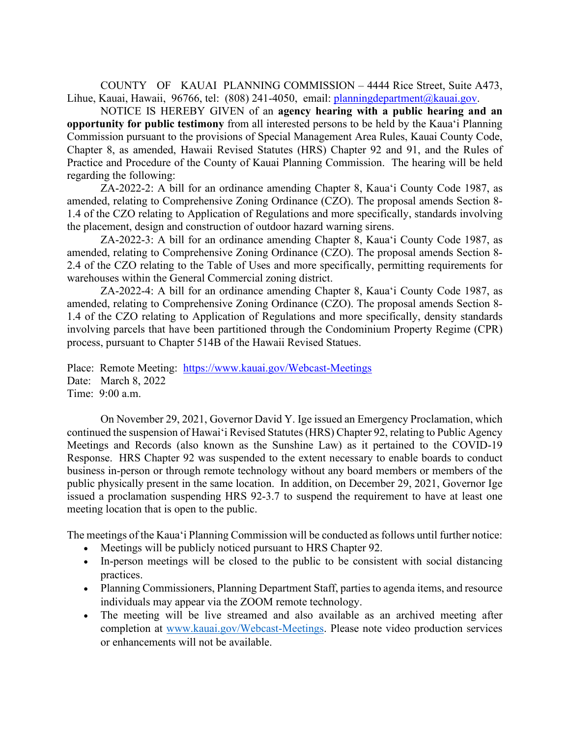COUNTY OF KAUAI PLANNING COMMISSION – 4444 Rice Street, Suite A473, Lihue, Kauai, Hawaii, 96766, tel: (808) 241-4050, email: planningdepartment@kauai.gov.

NOTICE IS HEREBY GIVEN of an **agency hearing with a public hearing and an opportunity for public testimony** from all interested persons to be held by the Kaua'i Planning Commission pursuant to the provisions of Special Management Area Rules, Kauai County Code, Chapter 8, as amended, Hawaii Revised Statutes (HRS) Chapter 92 and 91, and the Rules of Practice and Procedure of the County of Kauai Planning Commission. The hearing will be held regarding the following:

ZA-2022-2: A bill for an ordinance amending Chapter 8, Kaua'i County Code 1987, as amended, relating to Comprehensive Zoning Ordinance (CZO). The proposal amends Section 8-1.4 of the CZO relating to Application of Regulations and more specifically, standards involving the placement, design and construction of outdoor hazard warning sirens.

ZA-2022-3: A bill for an ordinance amending Chapter 8, Kaua'i County Code 1987, as amended, relating to Comprehensive Zoning Ordinance (CZO). The proposal amends Section 8-2.4 of the CZO relating to the Table of Uses and more specifically, permitting requirements for warehouses within the General Commercial zoning district.

ZA-2022-4: A bill for an ordinance amending Chapter 8, Kaua'i County Code 1987, as amended, relating to Comprehensive Zoning Ordinance (CZO). The proposal amends Section 8-1.4 of the CZO relating to Application of Regulations and more specifically, density standards involving parcels that have been partitioned through the Condominium Property Regime (CPR) process, pursuant to Chapter 514B of the Hawaii Revised Statues.

Place: Remote Meeting: https://www.kauai.gov/Webcast-Meetings
Date: March 8, 2022
Time: 9:00 a.m.

On November 29, 2021, Governor David Y. Ige issued an Emergency Proclamation, which continued the suspension of Hawai'i Revised Statutes (HRS) Chapter 92, relating to Public Agency Meetings and Records (also known as the Sunshine Law) as it pertained to the COVID-19 Response. HRS Chapter 92 was suspended to the extent necessary to enable boards to conduct business in-person or through remote technology without any board members or members of the public physically present in the same location. In addition, on December 29, 2021, Governor Ige issued a proclamation suspending HRS 92-3.7 to suspend the requirement to have at least one meeting location that is open to the public.

The meetings of the Kaua'i Planning Commission will be conducted as follows until further notice:

- Meetings will be publicly noticed pursuant to HRS Chapter 92.
- In-person meetings will be closed to the public to be consistent with social distancing practices.
- Planning Commissioners, Planning Department Staff, parties to agenda items, and resource individuals may appear via the ZOOM remote technology.
- The meeting will be live streamed and also available as an archived meeting after completion at www.kauai.gov/Webcast-Meetings. Please note video production services or enhancements will not be available.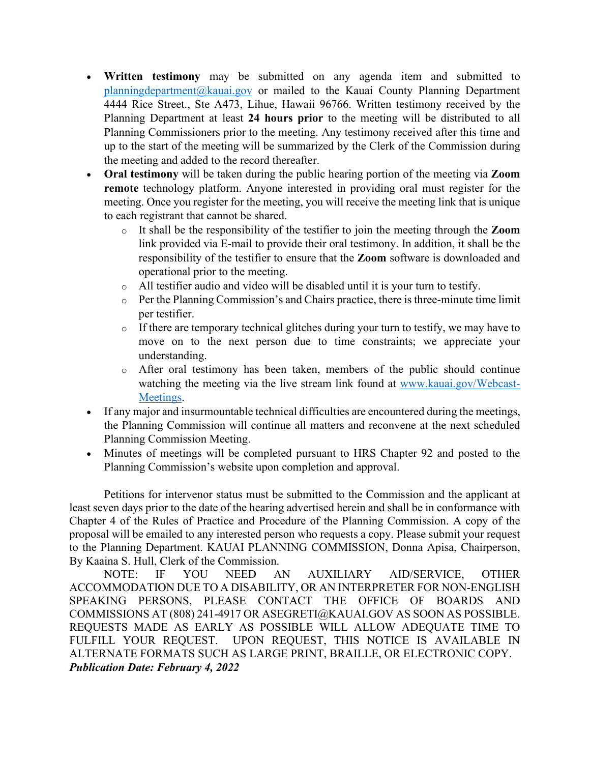- **Written testimony** may be submitted on any agenda item and submitted to planningdepartment@kauai.gov or mailed to the Kauai County Planning Department 4444 Rice Street., Ste A473, Lihue, Hawaii 96766. Written testimony received by the Planning Department at least **24 hours prior** to the meeting will be distributed to all Planning Commissioners prior to the meeting. Any testimony received after this time and up to the start of the meeting will be summarized by the Clerk of the Commission during the meeting and added to the record thereafter.
- **Oral testimony** will be taken during the public hearing portion of the meeting via **Zoom remote** technology platform. Anyone interested in providing oral must register for the meeting. Once you register for the meeting, you will receive the meeting link that is unique to each registrant that cannot be shared.
  - It shall be the responsibility of the testifier to join the meeting through the **Zoom** link provided via E-mail to provide their oral testimony. In addition, it shall be the responsibility of the testifier to ensure that the **Zoom** software is downloaded and operational prior to the meeting.
  - All testifier audio and video will be disabled until it is your turn to testify.
  - Per the Planning Commission's and Chairs practice, there is three-minute time limit per testifier.
  - If there are temporary technical glitches during your turn to testify, we may have to move on to the next person due to time constraints; we appreciate your understanding.
  - After oral testimony has been taken, members of the public should continue watching the meeting via the live stream link found at www.kauai.gov/Webcast-Meetings.
- If any major and insurmountable technical difficulties are encountered during the meetings, the Planning Commission will continue all matters and reconvene at the next scheduled Planning Commission Meeting.
- Minutes of meetings will be completed pursuant to HRS Chapter 92 and posted to the Planning Commission's website upon completion and approval.

Petitions for intervenor status must be submitted to the Commission and the applicant at least seven days prior to the date of the hearing advertised herein and shall be in conformance with Chapter 4 of the Rules of Practice and Procedure of the Planning Commission. A copy of the proposal will be emailed to any interested person who requests a copy. Please submit your request to the Planning Department. KAUAI PLANNING COMMISSION, Donna Apisa, Chairperson, By Kaaina S. Hull, Clerk of the Commission.

NOTE: IF YOU NEED AN AUXILIARY AID/SERVICE, OTHER ACCOMMODATION DUE TO A DISABILITY, OR AN INTERPRETER FOR NON-ENGLISH SPEAKING PERSONS, PLEASE CONTACT THE OFFICE OF BOARDS AND COMMISSIONS AT (808) 241-4917 OR ASEGRETI@KAUAI.GOV AS SOON AS POSSIBLE. REQUESTS MADE AS EARLY AS POSSIBLE WILL ALLOW ADEQUATE TIME TO FULFILL YOUR REQUEST. UPON REQUEST, THIS NOTICE IS AVAILABLE IN ALTERNATE FORMATS SUCH AS LARGE PRINT, BRAILLE, OR ELECTRONIC COPY.

***Publication Date: February 4, 2022***